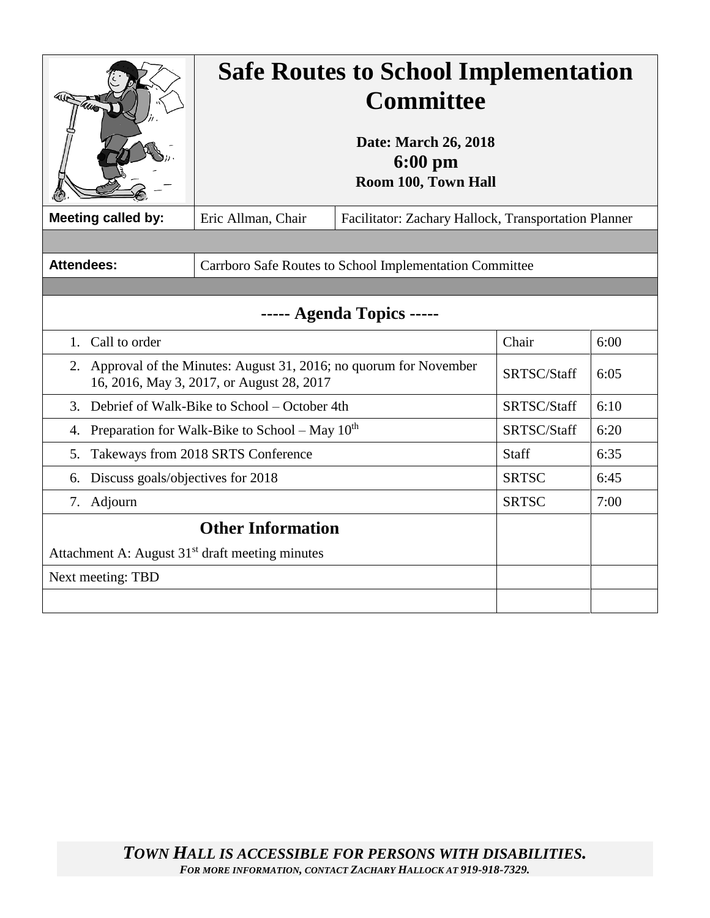# Safe Routes to School Implementation Committee

**Date: March 26, 2018**
**6:00 pm**
**Room 100, Town Hall**

| **Meeting called by:** | Eric Allman, Chair | Facilitator: Zachary Hallock, Transportation Planner |
|---|---|---|
| **Attendees:** | Carrboro Safe Routes to School Implementation Committee | |

## ----- Agenda Topics -----

| Topic | Responsible | Time |
|---|---|---|
| 1. Call to order | Chair | 6:00 |
| 2. Approval of the Minutes: August 31, 2016; no quorum for November 16, 2016, May 3, 2017, or August 28, 2017 | SRTSC/Staff | 6:05 |
| 3. Debrief of Walk-Bike to School – October 4th | SRTSC/Staff | 6:10 |
| 4. Preparation for Walk-Bike to School – May 10th | SRTSC/Staff | 6:20 |
| 5. Takeways from 2018 SRTS Conference | Staff | 6:35 |
| 6. Discuss goals/objectives for 2018 | SRTSC | 6:45 |
| 7. Adjourn | SRTSC | 7:00 |

## Other Information

Attachment A: August 31st draft meeting minutes

Next meeting: TBD

***TOWN HALL IS ACCESSIBLE FOR PERSONS WITH DISABILITIES.***
***FOR MORE INFORMATION, CONTACT ZACHARY HALLOCK AT 919-918-7329.***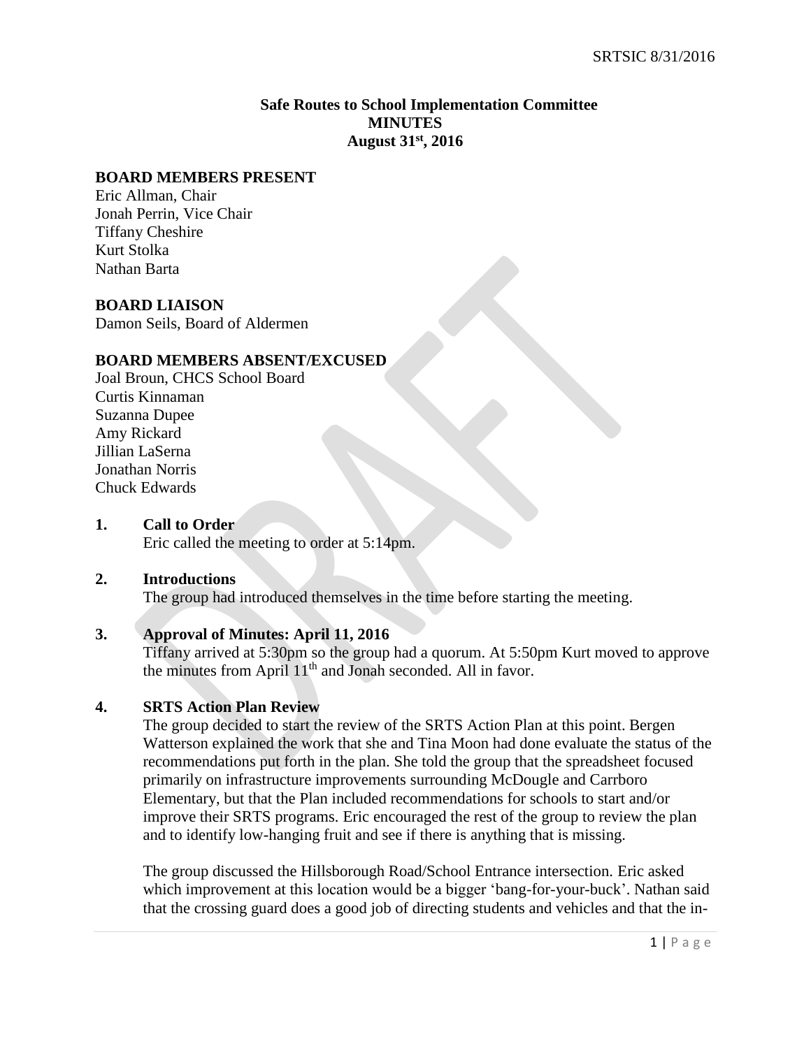# Safe Routes to School Implementation Committee
## MINUTES
## August 31st, 2016

**BOARD MEMBERS PRESENT**

Eric Allman, Chair
Jonah Perrin, Vice Chair
Tiffany Cheshire
Kurt Stolka
Nathan Barta

**BOARD LIAISON**

Damon Seils, Board of Aldermen

**BOARD MEMBERS ABSENT/EXCUSED**

Joal Broun, CHCS School Board
Curtis Kinnaman
Suzanna Dupee
Amy Rickard
Jillian LaSerna
Jonathan Norris
Chuck Edwards

**1. Call to Order**

Eric called the meeting to order at 5:14pm.

**2. Introductions**

The group had introduced themselves in the time before starting the meeting.

**3. Approval of Minutes: April 11, 2016**

Tiffany arrived at 5:30pm so the group had a quorum. At 5:50pm Kurt moved to approve the minutes from April 11th and Jonah seconded. All in favor.

**4. SRTS Action Plan Review**

The group decided to start the review of the SRTS Action Plan at this point. Bergen Watterson explained the work that she and Tina Moon had done evaluate the status of the recommendations put forth in the plan. She told the group that the spreadsheet focused primarily on infrastructure improvements surrounding McDougle and Carrboro Elementary, but that the Plan included recommendations for schools to start and/or improve their SRTS programs. Eric encouraged the rest of the group to review the plan and to identify low-hanging fruit and see if there is anything that is missing.

The group discussed the Hillsborough Road/School Entrance intersection. Eric asked which improvement at this location would be a bigger 'bang-for-your-buck'. Nathan said that the crossing guard does a good job of directing students and vehicles and that the in-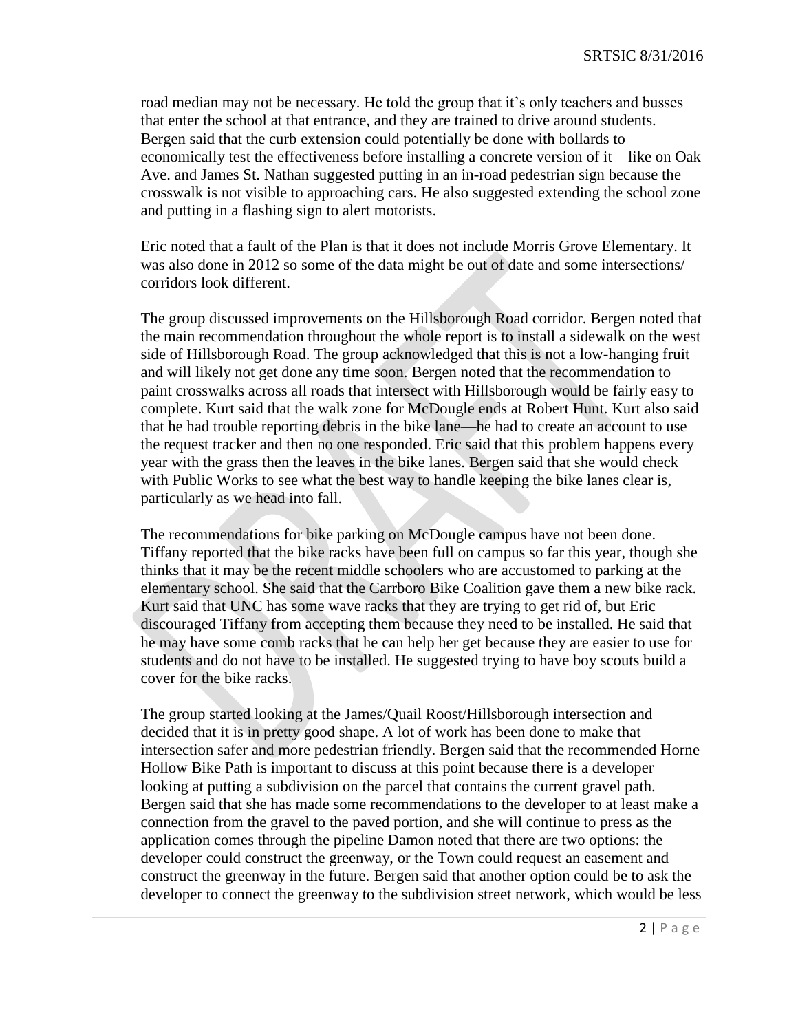road median may not be necessary. He told the group that it's only teachers and busses that enter the school at that entrance, and they are trained to drive around students. Bergen said that the curb extension could potentially be done with bollards to economically test the effectiveness before installing a concrete version of it—like on Oak Ave. and James St. Nathan suggested putting in an in-road pedestrian sign because the crosswalk is not visible to approaching cars. He also suggested extending the school zone and putting in a flashing sign to alert motorists.

Eric noted that a fault of the Plan is that it does not include Morris Grove Elementary. It was also done in 2012 so some of the data might be out of date and some intersections/ corridors look different.

The group discussed improvements on the Hillsborough Road corridor. Bergen noted that the main recommendation throughout the whole report is to install a sidewalk on the west side of Hillsborough Road. The group acknowledged that this is not a low-hanging fruit and will likely not get done any time soon. Bergen noted that the recommendation to paint crosswalks across all roads that intersect with Hillsborough would be fairly easy to complete. Kurt said that the walk zone for McDougle ends at Robert Hunt. Kurt also said that he had trouble reporting debris in the bike lane—he had to create an account to use the request tracker and then no one responded. Eric said that this problem happens every year with the grass then the leaves in the bike lanes. Bergen said that she would check with Public Works to see what the best way to handle keeping the bike lanes clear is, particularly as we head into fall.

The recommendations for bike parking on McDougle campus have not been done. Tiffany reported that the bike racks have been full on campus so far this year, though she thinks that it may be the recent middle schoolers who are accustomed to parking at the elementary school. She said that the Carrboro Bike Coalition gave them a new bike rack. Kurt said that UNC has some wave racks that they are trying to get rid of, but Eric discouraged Tiffany from accepting them because they need to be installed. He said that he may have some comb racks that he can help her get because they are easier to use for students and do not have to be installed. He suggested trying to have boy scouts build a cover for the bike racks.

The group started looking at the James/Quail Roost/Hillsborough intersection and decided that it is in pretty good shape. A lot of work has been done to make that intersection safer and more pedestrian friendly. Bergen said that the recommended Horne Hollow Bike Path is important to discuss at this point because there is a developer looking at putting a subdivision on the parcel that contains the current gravel path. Bergen said that she has made some recommendations to the developer to at least make a connection from the gravel to the paved portion, and she will continue to press as the application comes through the pipeline Damon noted that there are two options: the developer could construct the greenway, or the Town could request an easement and construct the greenway in the future. Bergen said that another option could be to ask the developer to connect the greenway to the subdivision street network, which would be less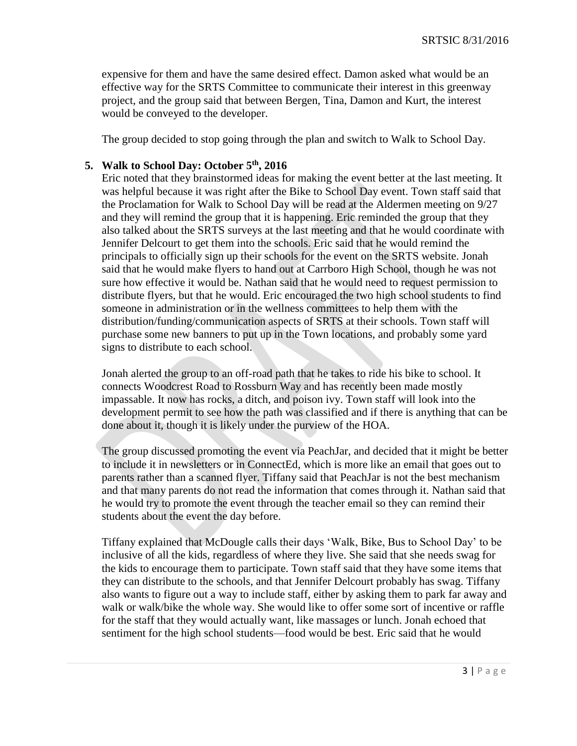expensive for them and have the same desired effect. Damon asked what would be an effective way for the SRTS Committee to communicate their interest in this greenway project, and the group said that between Bergen, Tina, Damon and Kurt, the interest would be conveyed to the developer.

The group decided to stop going through the plan and switch to Walk to School Day.

**5. Walk to School Day: October 5th, 2016**

Eric noted that they brainstormed ideas for making the event better at the last meeting. It was helpful because it was right after the Bike to School Day event. Town staff said that the Proclamation for Walk to School Day will be read at the Aldermen meeting on 9/27 and they will remind the group that it is happening. Eric reminded the group that they also talked about the SRTS surveys at the last meeting and that he would coordinate with Jennifer Delcourt to get them into the schools. Eric said that he would remind the principals to officially sign up their schools for the event on the SRTS website. Jonah said that he would make flyers to hand out at Carrboro High School, though he was not sure how effective it would be. Nathan said that he would need to request permission to distribute flyers, but that he would. Eric encouraged the two high school students to find someone in administration or in the wellness committees to help them with the distribution/funding/communication aspects of SRTS at their schools. Town staff will purchase some new banners to put up in the Town locations, and probably some yard signs to distribute to each school.

Jonah alerted the group to an off-road path that he takes to ride his bike to school. It connects Woodcrest Road to Rossburn Way and has recently been made mostly impassable. It now has rocks, a ditch, and poison ivy. Town staff will look into the development permit to see how the path was classified and if there is anything that can be done about it, though it is likely under the purview of the HOA.

The group discussed promoting the event via PeachJar, and decided that it might be better to include it in newsletters or in ConnectEd, which is more like an email that goes out to parents rather than a scanned flyer. Tiffany said that PeachJar is not the best mechanism and that many parents do not read the information that comes through it. Nathan said that he would try to promote the event through the teacher email so they can remind their students about the event the day before.

Tiffany explained that McDougle calls their days 'Walk, Bike, Bus to School Day' to be inclusive of all the kids, regardless of where they live. She said that she needs swag for the kids to encourage them to participate. Town staff said that they have some items that they can distribute to the schools, and that Jennifer Delcourt probably has swag. Tiffany also wants to figure out a way to include staff, either by asking them to park far away and walk or walk/bike the whole way. She would like to offer some sort of incentive or raffle for the staff that they would actually want, like massages or lunch. Jonah echoed that sentiment for the high school students—food would be best. Eric said that he would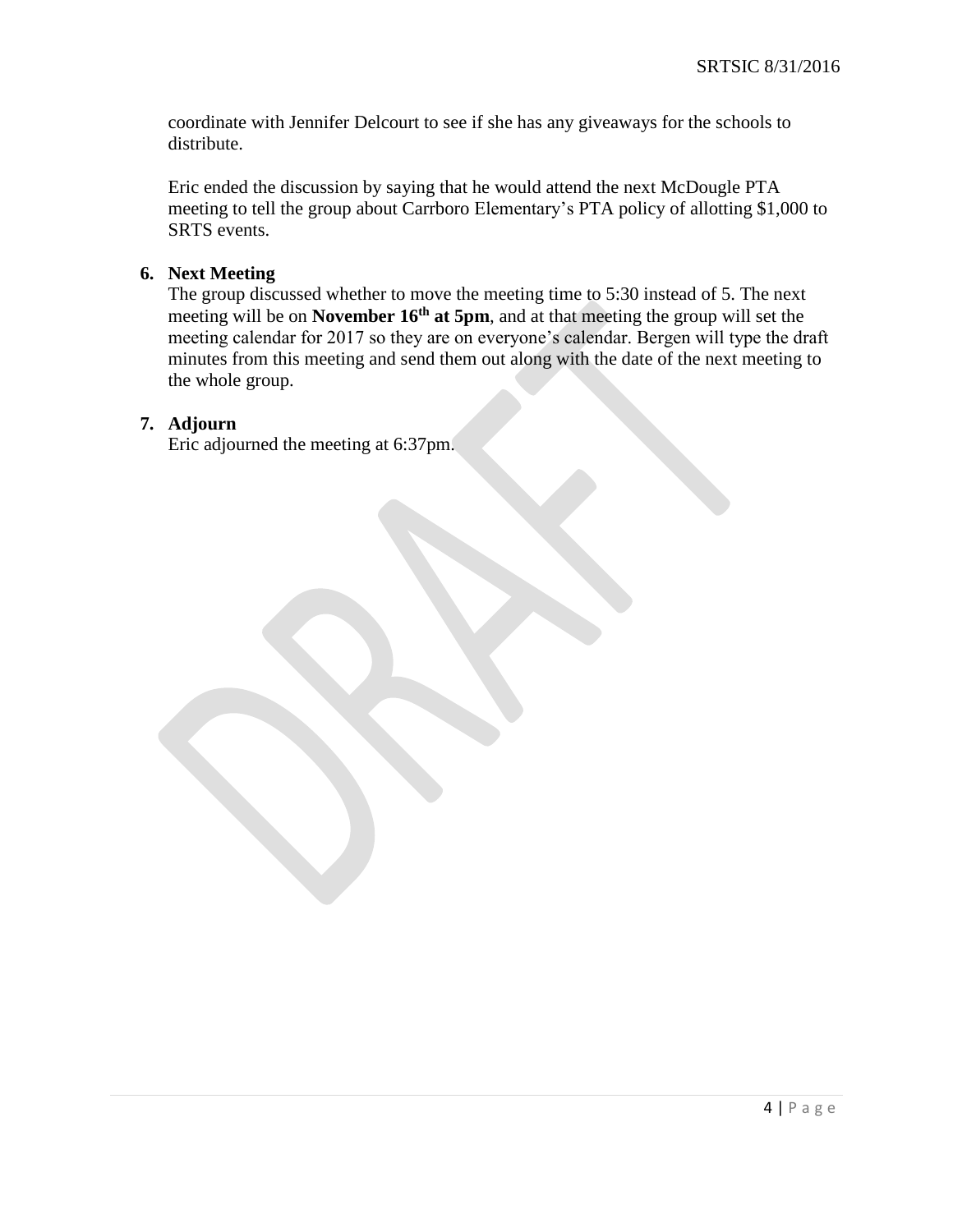coordinate with Jennifer Delcourt to see if she has any giveaways for the schools to distribute.

Eric ended the discussion by saying that he would attend the next McDougle PTA meeting to tell the group about Carrboro Elementary's PTA policy of allotting $1,000 to SRTS events.

**6. Next Meeting**

The group discussed whether to move the meeting time to 5:30 instead of 5. The next meeting will be on **November 16th at 5pm**, and at that meeting the group will set the meeting calendar for 2017 so they are on everyone's calendar. Bergen will type the draft minutes from this meeting and send them out along with the date of the next meeting to the whole group.

**7. Adjourn**

Eric adjourned the meeting at 6:37pm.